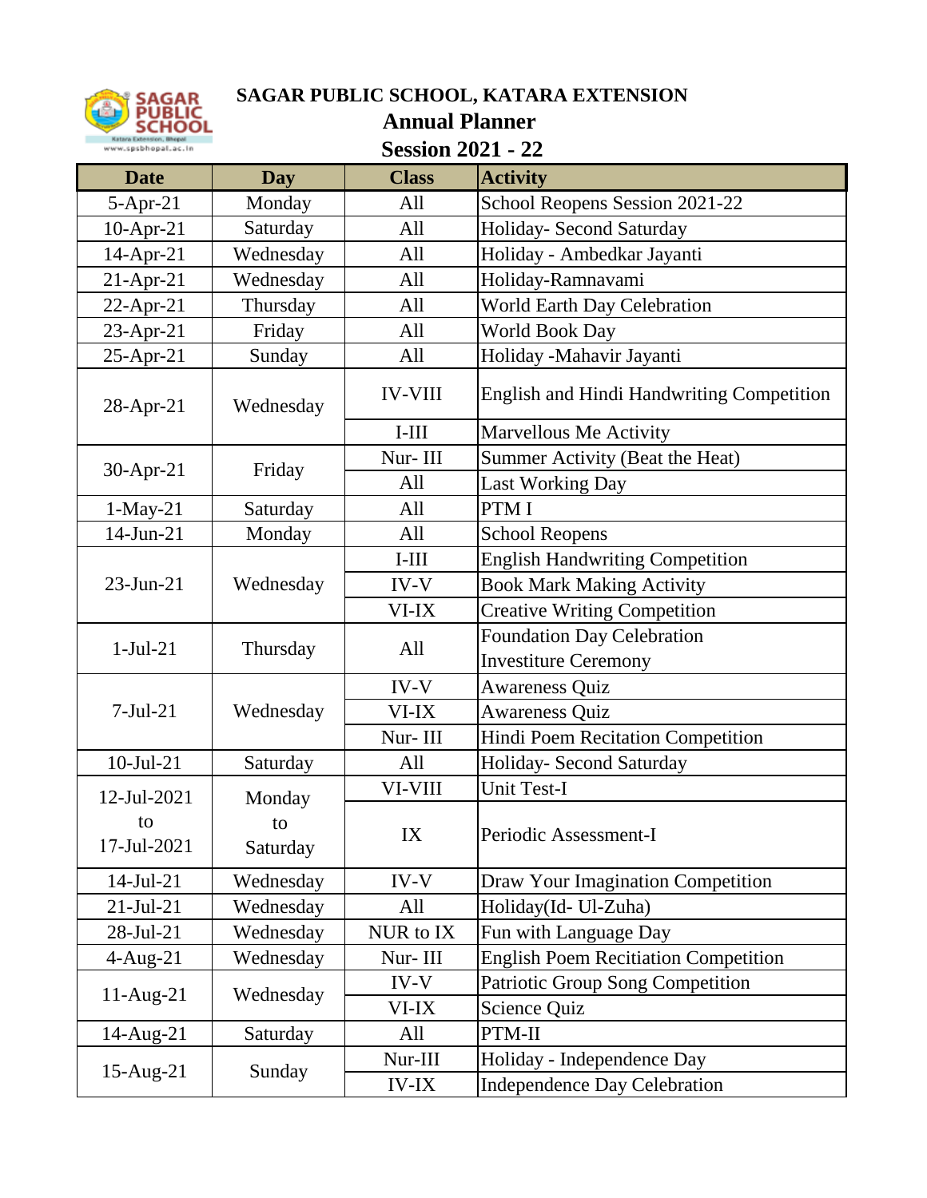# SAGAR PUBLIC SCHOOL, KATARA EXTENSION

## Annual Planner

## Session 2021 - 22

| Date | Day | Class | Activity |
|---|---|---|---|
| 5-Apr-21 | Monday | All | School Reopens Session 2021-22 |
| 10-Apr-21 | Saturday | All | Holiday- Second Saturday |
| 14-Apr-21 | Wednesday | All | Holiday - Ambedkar Jayanti |
| 21-Apr-21 | Wednesday | All | Holiday-Ramnavami |
| 22-Apr-21 | Thursday | All | World Earth Day Celebration |
| 23-Apr-21 | Friday | All | World Book Day |
| 25-Apr-21 | Sunday | All | Holiday -Mahavir Jayanti |
| 28-Apr-21 | Wednesday | IV-VIII | English and Hindi Handwriting Competition |
| | | I-III | Marvellous Me Activity |
| 30-Apr-21 | Friday | Nur- III | Summer Activity (Beat the Heat) |
| | | All | Last Working Day |
| 1-May-21 | Saturday | All | PTM I |
| 14-Jun-21 | Monday | All | School Reopens |
| 23-Jun-21 | Wednesday | I-III | English Handwriting Competition |
| | | IV-V | Book Mark Making Activity |
| | | VI-IX | Creative Writing Competition |
| 1-Jul-21 | Thursday | All | Foundation Day Celebration<br>Investiture Ceremony |
| 7-Jul-21 | Wednesday | IV-V | Awareness Quiz |
| | | VI-IX | Awareness Quiz |
| | | Nur- III | Hindi Poem Recitation Competition |
| 10-Jul-21 | Saturday | All | Holiday- Second Saturday |
| 12-Jul-2021 to 17-Jul-2021 | Monday to Saturday | VI-VIII | Unit Test-I |
| | | IX | Periodic Assessment-I |
| 14-Jul-21 | Wednesday | IV-V | Draw Your Imagination Competition |
| 21-Jul-21 | Wednesday | All | Holiday(Id- Ul-Zuha) |
| 28-Jul-21 | Wednesday | NUR to IX | Fun with Language Day |
| 4-Aug-21 | Wednesday | Nur- III | English Poem Recitiation Competition |
| 11-Aug-21 | Wednesday | IV-V | Patriotic Group Song Competition |
| | | VI-IX | Science Quiz |
| 14-Aug-21 | Saturday | All | PTM-II |
| 15-Aug-21 | Sunday | Nur-III | Holiday - Independence Day |
| | | IV-IX | Independence Day Celebration |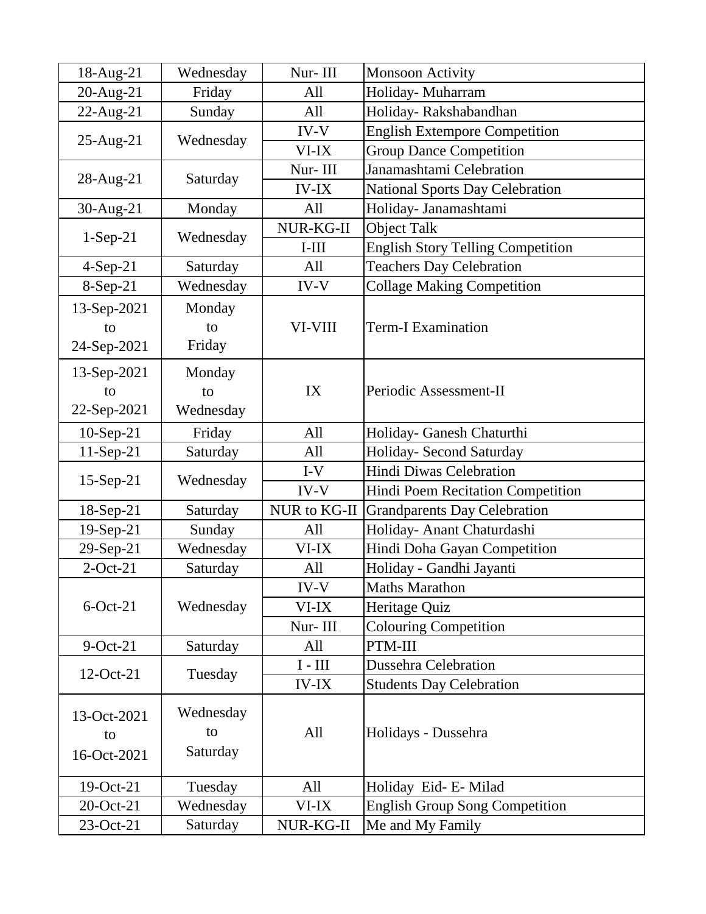| | | | |
|---|---|---|---|
| 18-Aug-21 | Wednesday | Nur- III | Monsoon Activity |
| 20-Aug-21 | Friday | All | Holiday- Muharram |
| 22-Aug-21 | Sunday | All | Holiday- Rakshabandhan |
| 25-Aug-21 | Wednesday | IV-V | English Extempore Competition |
| | | VI-IX | Group Dance Competition |
| 28-Aug-21 | Saturday | Nur- III | Janamashtami Celebration |
| | | IV-IX | National Sports Day Celebration |
| 30-Aug-21 | Monday | All | Holiday- Janamashtami |
| 1-Sep-21 | Wednesday | NUR-KG-II | Object Talk |
| | | I-III | English Story Telling Competition |
| 4-Sep-21 | Saturday | All | Teachers Day Celebration |
| 8-Sep-21 | Wednesday | IV-V | Collage Making Competition |
| 13-Sep-2021 to 24-Sep-2021 | Monday to Friday | VI-VIII | Term-I Examination |
| 13-Sep-2021 to 22-Sep-2021 | Monday to Wednesday | IX | Periodic Assessment-II |
| 10-Sep-21 | Friday | All | Holiday- Ganesh Chaturthi |
| 11-Sep-21 | Saturday | All | Holiday- Second Saturday |
| 15-Sep-21 | Wednesday | I-V | Hindi Diwas Celebration |
| | | IV-V | Hindi Poem Recitation Competition |
| 18-Sep-21 | Saturday | NUR to KG-II | Grandparents Day Celebration |
| 19-Sep-21 | Sunday | All | Holiday- Anant Chaturdashi |
| 29-Sep-21 | Wednesday | VI-IX | Hindi Doha Gayan Competition |
| 2-Oct-21 | Saturday | All | Holiday - Gandhi Jayanti |
| 6-Oct-21 | Wednesday | IV-V | Maths Marathon |
| | | VI-IX | Heritage Quiz |
| | | Nur- III | Colouring Competition |
| 9-Oct-21 | Saturday | All | PTM-III |
| 12-Oct-21 | Tuesday | I - III | Dussehra Celebration |
| | | IV-IX | Students Day Celebration |
| 13-Oct-2021 to 16-Oct-2021 | Wednesday to Saturday | All | Holidays - Dussehra |
| 19-Oct-21 | Tuesday | All | Holiday Eid- E- Milad |
| 20-Oct-21 | Wednesday | VI-IX | English Group Song Competition |
| 23-Oct-21 | Saturday | NUR-KG-II | Me and My Family |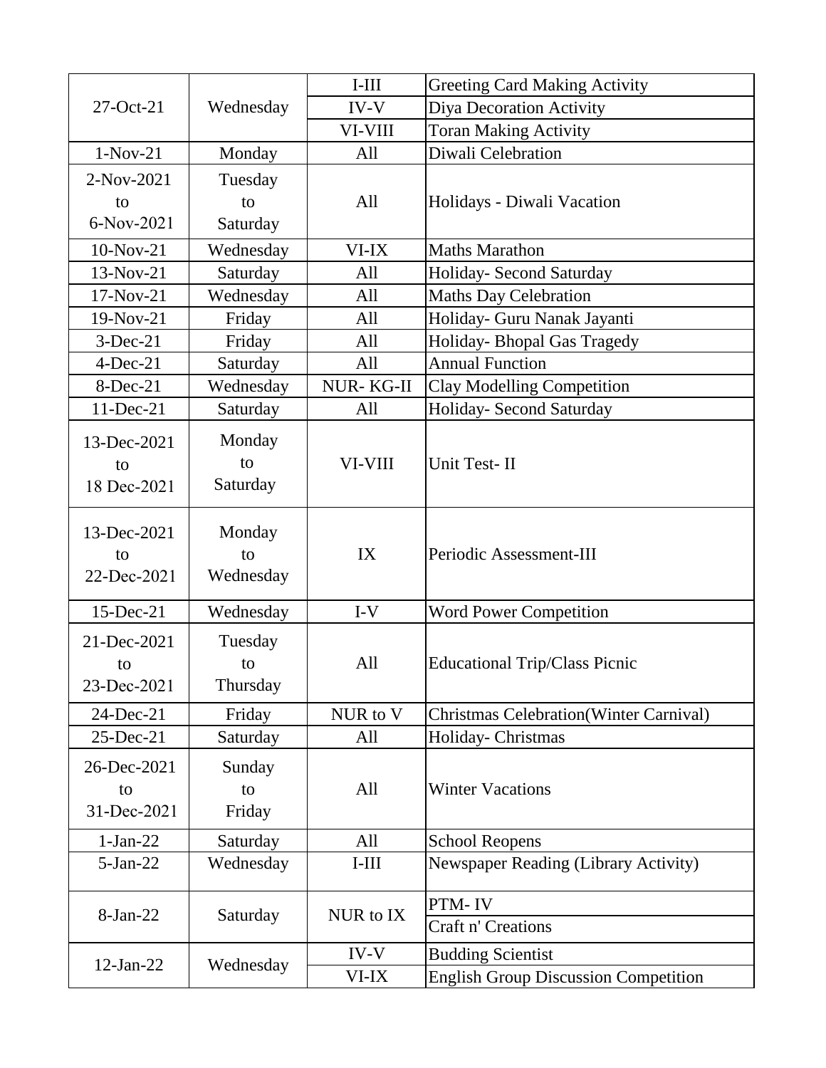| 27-Oct-21 | Wednesday | I-III | Greeting Card Making Activity |
|---|---|---|---|
| | | IV-V | Diya Decoration Activity |
| | | VI-VIII | Toran Making Activity |
| 1-Nov-21 | Monday | All | Diwali Celebration |
| 2-Nov-2021 to 6-Nov-2021 | Tuesday to Saturday | All | Holidays - Diwali Vacation |
| 10-Nov-21 | Wednesday | VI-IX | Maths Marathon |
| 13-Nov-21 | Saturday | All | Holiday- Second Saturday |
| 17-Nov-21 | Wednesday | All | Maths Day Celebration |
| 19-Nov-21 | Friday | All | Holiday- Guru Nanak Jayanti |
| 3-Dec-21 | Friday | All | Holiday- Bhopal Gas Tragedy |
| 4-Dec-21 | Saturday | All | Annual Function |
| 8-Dec-21 | Wednesday | NUR- KG-II | Clay Modelling Competition |
| 11-Dec-21 | Saturday | All | Holiday- Second Saturday |
| 13-Dec-2021 to 18 Dec-2021 | Monday to Saturday | VI-VIII | Unit Test- II |
| 13-Dec-2021 to 22-Dec-2021 | Monday to Wednesday | IX | Periodic Assessment-III |
| 15-Dec-21 | Wednesday | I-V | Word Power Competition |
| 21-Dec-2021 to 23-Dec-2021 | Tuesday to Thursday | All | Educational Trip/Class Picnic |
| 24-Dec-21 | Friday | NUR to V | Christmas Celebration(Winter Carnival) |
| 25-Dec-21 | Saturday | All | Holiday- Christmas |
| 26-Dec-2021 to 31-Dec-2021 | Sunday to Friday | All | Winter Vacations |
| 1-Jan-22 | Saturday | All | School Reopens |
| 5-Jan-22 | Wednesday | I-III | Newspaper Reading (Library Activity) |
| 8-Jan-22 | Saturday | NUR to IX | PTM- IV |
| | | | Craft n' Creations |
| 12-Jan-22 | Wednesday | IV-V | Budding Scientist |
| | | VI-IX | English Group Discussion Competition |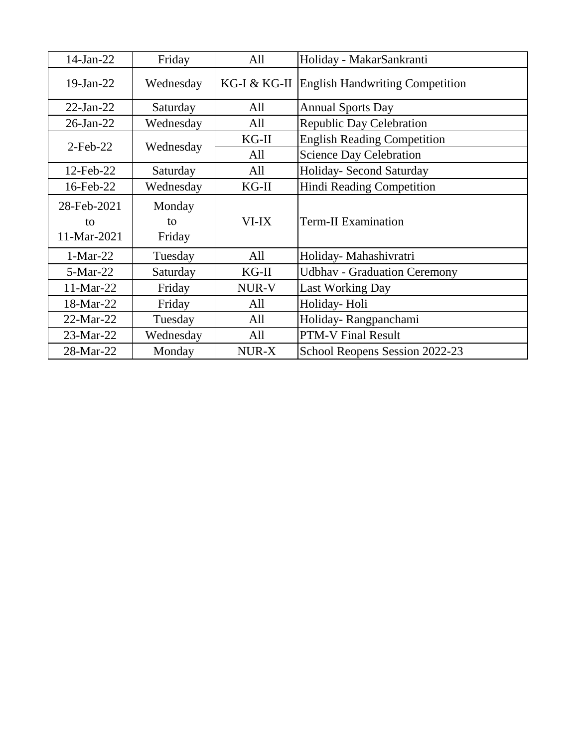| | | | |
|---|---|---|---|
| 14-Jan-22 | Friday | All | Holiday - MakarSankranti |
| 19-Jan-22 | Wednesday | KG-I & KG-II | English Handwriting Competition |
| 22-Jan-22 | Saturday | All | Annual Sports Day |
| 26-Jan-22 | Wednesday | All | Republic Day Celebration |
| 2-Feb-22 | Wednesday | KG-II | English Reading Competition |
| | | All | Science Day Celebration |
| 12-Feb-22 | Saturday | All | Holiday- Second Saturday |
| 16-Feb-22 | Wednesday | KG-II | Hindi Reading Competition |
| 28-Feb-2021 to 11-Mar-2021 | Monday to Friday | VI-IX | Term-II Examination |
| 1-Mar-22 | Tuesday | All | Holiday- Mahashivratri |
| 5-Mar-22 | Saturday | KG-II | Udbhav - Graduation Ceremony |
| 11-Mar-22 | Friday | NUR-V | Last Working Day |
| 18-Mar-22 | Friday | All | Holiday- Holi |
| 22-Mar-22 | Tuesday | All | Holiday- Rangpanchami |
| 23-Mar-22 | Wednesday | All | PTM-V Final Result |
| 28-Mar-22 | Monday | NUR-X | School Reopens Session 2022-23 |